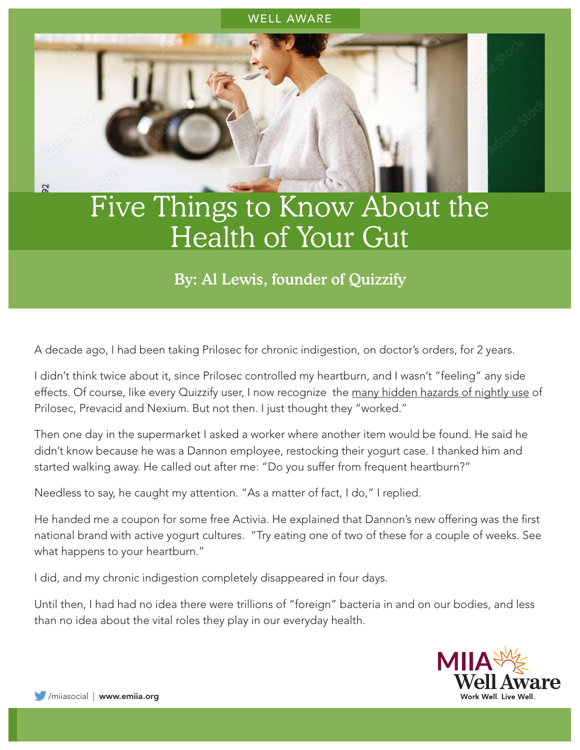WELL AWARE

# Five Things to Know About the Health of Your Gut

### By: Al Lewis, founder of Quizzify

A decade ago, I had been taking Prilosec for chronic indigestion, on doctor's orders, for 2 years.

I didn't think twice about it, since Prilosec controlled my heartburn, and I wasn't "feeling" any side effects. Of course, like every Quizzify user, I now recognize the many hidden hazards of nightly use of Prilosec, Prevacid and Nexium. But not then. I just thought they "worked."

Then one day in the supermarket I asked a worker where another item would be found. He said he didn't know because he was a Dannon employee, restocking their yogurt case. I thanked him and started walking away. He called out after me: "Do you suffer from frequent heartburn?"

Needless to say, he caught my attention. "As a matter of fact, I do," I replied.

He handed me a coupon for some free Activia. He explained that Dannon's new offering was the first national brand with active yogurt cultures. "Try eating one of two of these for a couple of weeks. See what happens to your heartburn."

I did, and my chronic indigestion completely disappeared in four days.

Until then, I had had no idea there were trillions of "foreign" bacteria in and on our bodies, and less than no idea about the vital roles they play in our everyday health.

/miiasocial | **www.emiia.org**

MIIA Well Aware
Work Well. Live Well.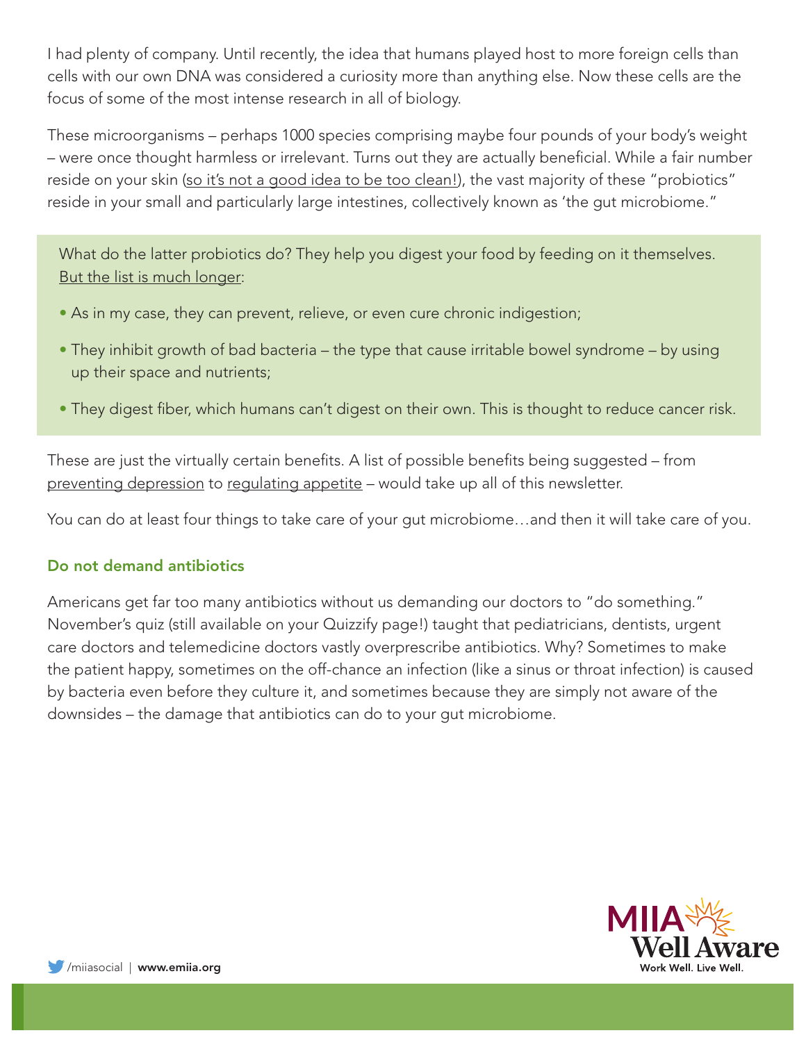I had plenty of company. Until recently, the idea that humans played host to more foreign cells than cells with our own DNA was considered a curiosity more than anything else. Now these cells are the focus of some of the most intense research in all of biology.

These microorganisms – perhaps 1000 species comprising maybe four pounds of your body's weight – were once thought harmless or irrelevant. Turns out they are actually beneficial. While a fair number reside on your skin (so it's not a good idea to be too clean!), the vast majority of these "probiotics" reside in your small and particularly large intestines, collectively known as 'the gut microbiome."

What do the latter probiotics do? They help you digest your food by feeding on it themselves. But the list is much longer:

- As in my case, they can prevent, relieve, or even cure chronic indigestion;
- They inhibit growth of bad bacteria – the type that cause irritable bowel syndrome – by using up their space and nutrients;
- They digest fiber, which humans can't digest on their own. This is thought to reduce cancer risk.

These are just the virtually certain benefits. A list of possible benefits being suggested – from preventing depression to regulating appetite – would take up all of this newsletter.

You can do at least four things to take care of your gut microbiome…and then it will take care of you.

### Do not demand antibiotics

Americans get far too many antibiotics without us demanding our doctors to "do something." November's quiz (still available on your Quizzify page!) taught that pediatricians, dentists, urgent care doctors and telemedicine doctors vastly overprescribe antibiotics. Why? Sometimes to make the patient happy, sometimes on the off-chance an infection (like a sinus or throat infection) is caused by bacteria even before they culture it, and sometimes because they are simply not aware of the downsides – the damage that antibiotics can do to your gut microbiome.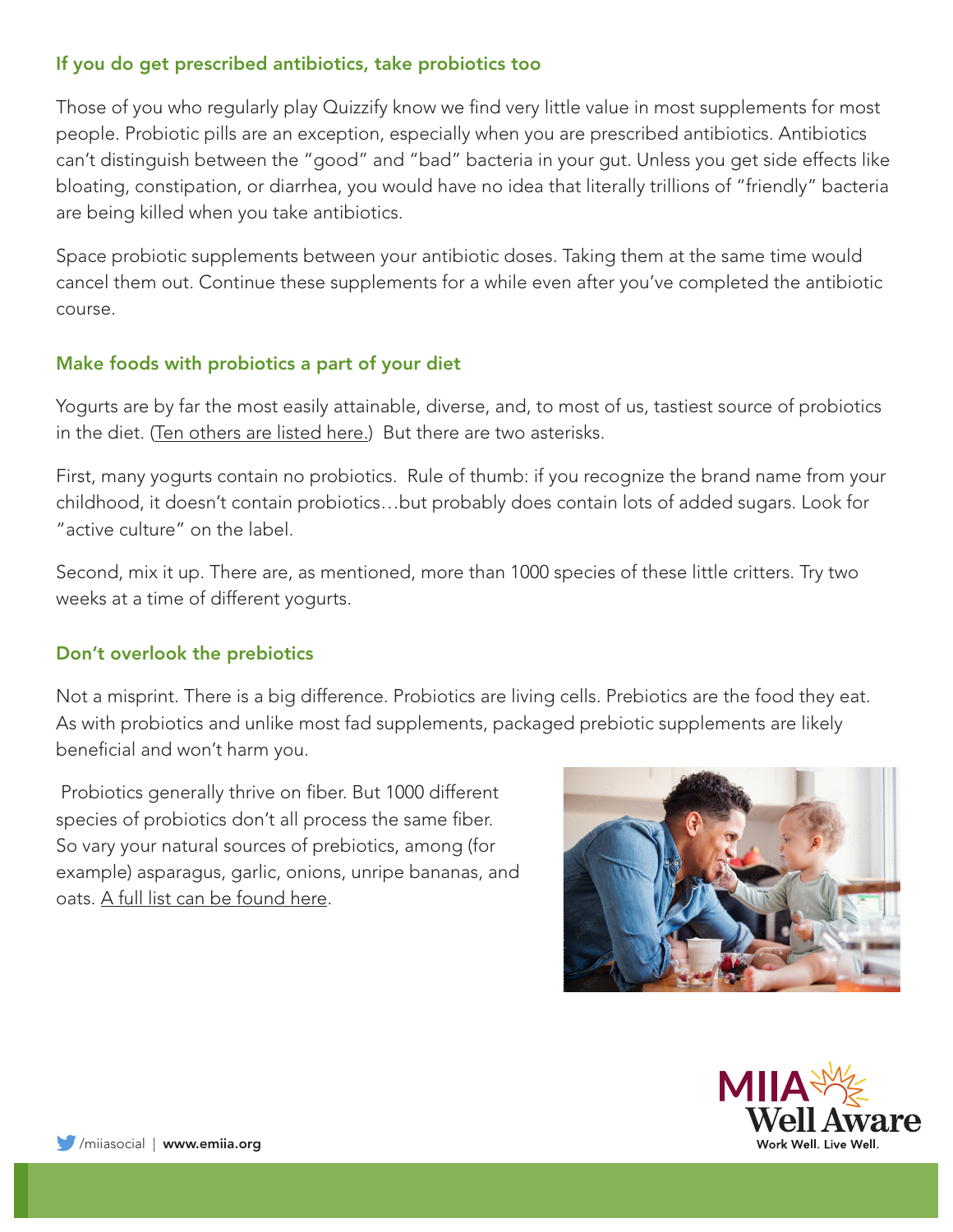### If you do get prescribed antibiotics, take probiotics too

Those of you who regularly play Quizzify know we find very little value in most supplements for most people. Probiotic pills are an exception, especially when you are prescribed antibiotics. Antibiotics can't distinguish between the "good" and "bad" bacteria in your gut. Unless you get side effects like bloating, constipation, or diarrhea, you would have no idea that literally trillions of "friendly" bacteria are being killed when you take antibiotics.

Space probiotic supplements between your antibiotic doses. Taking them at the same time would cancel them out. Continue these supplements for a while even after you've completed the antibiotic course.

### Make foods with probiotics a part of your diet

Yogurts are by far the most easily attainable, diverse, and, to most of us, tastiest source of probiotics in the diet. (Ten others are listed here.) But there are two asterisks.

First, many yogurts contain no probiotics. Rule of thumb: if you recognize the brand name from your childhood, it doesn't contain probiotics…but probably does contain lots of added sugars. Look for "active culture" on the label.

Second, mix it up. There are, as mentioned, more than 1000 species of these little critters. Try two weeks at a time of different yogurts.

### Don't overlook the prebiotics

Not a misprint. There is a big difference. Probiotics are living cells. Prebiotics are the food they eat. As with probiotics and unlike most fad supplements, packaged prebiotic supplements are likely beneficial and won't harm you.

Probiotics generally thrive on fiber. But 1000 different species of probiotics don't all process the same fiber. So vary your natural sources of prebiotics, among (for example) asparagus, garlic, onions, unripe bananas, and oats. A full list can be found here.